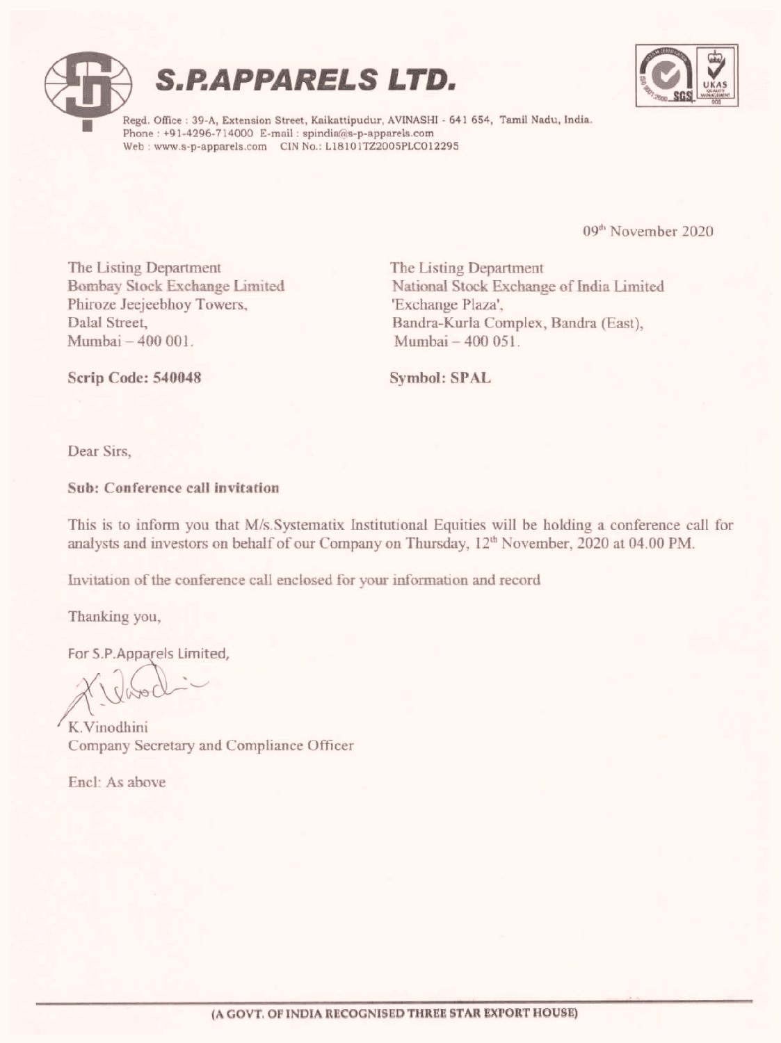# S.P.APPARELS LTD.

Regd. Office : 39-A, Extension Street, Kaikattipudur, AVINASHI - 641 654, Tamil Nadu, India.
Phone : +91-4296-714000 E-mail : spindia@s-p-apparels.com
Web : www.s-p-apparels.com CIN No.: L18101TZ2005PLC012295

09th November 2020

The Listing Department
Bombay Stock Exchange Limited
Phiroze Jeejeebhoy Towers,
Dalal Street,
Mumbai – 400 001.

**Scrip Code: 540048**

The Listing Department
National Stock Exchange of India Limited
'Exchange Plaza',
Bandra-Kurla Complex, Bandra (East),
Mumbai – 400 051.

**Symbol: SPAL**

Dear Sirs,

**Sub: Conference call invitation**

This is to inform you that M/s.Systematix Institutional Equities will be holding a conference call for analysts and investors on behalf of our Company on Thursday, 12th November, 2020 at 04.00 PM.

Invitation of the conference call enclosed for your information and record

Thanking you,

For S.P.Apparels Limited,

K.Vinodhini
Company Secretary and Compliance Officer

Encl: As above

(A GOVT. OF INDIA RECOGNISED THREE STAR EXPORT HOUSE)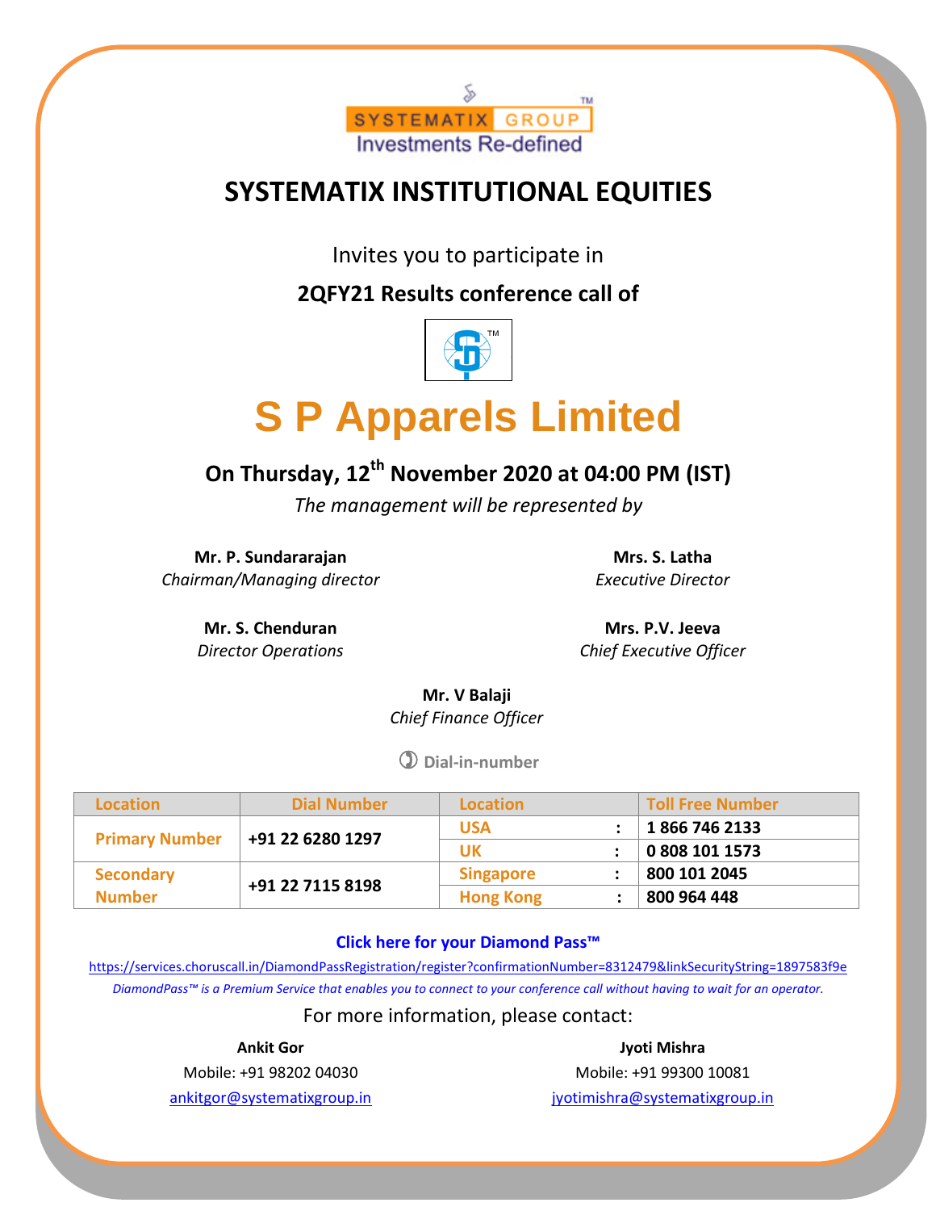SYSTEMATIX GROUP™
Investments Re-defined

## SYSTEMATIX INSTITUTIONAL EQUITIES

Invites you to participate in

**2QFY21 Results conference call of**

# S P Apparels Limited

### On Thursday, 12th November 2020 at 04:00 PM (IST)

*The management will be represented by*

**Mr. P. Sundararajan**
*Chairman/Managing director*

**Mrs. S. Latha**
*Executive Director*

**Mr. S. Chenduran**
*Director Operations*

**Mrs. P.V. Jeeva**
*Chief Executive Officer*

**Mr. V Balaji**
*Chief Finance Officer*

**Dial-in-number**

| Location | Dial Number | Location | | Toll Free Number |
|---|---|---|---|---|
| Primary Number | +91 22 6280 1297 | USA | : | 1 866 746 2133 |
| | | UK | : | 0 808 101 1573 |
| Secondary Number | +91 22 7115 8198 | Singapore | : | 800 101 2045 |
| | | Hong Kong | : | 800 964 448 |

**Click here for your Diamond Pass™**

https://services.choruscall.in/DiamondPassRegistration/register?confirmationNumber=8312479&linkSecurityString=1897583f9e

*DiamondPass™ is a Premium Service that enables you to connect to your conference call without having to wait for an operator.*

For more information, please contact:

**Ankit Gor**
Mobile: +91 98202 04030
ankitgor@systematixgroup.in

**Jyoti Mishra**
Mobile: +91 99300 10081
jyotimishra@systematixgroup.in